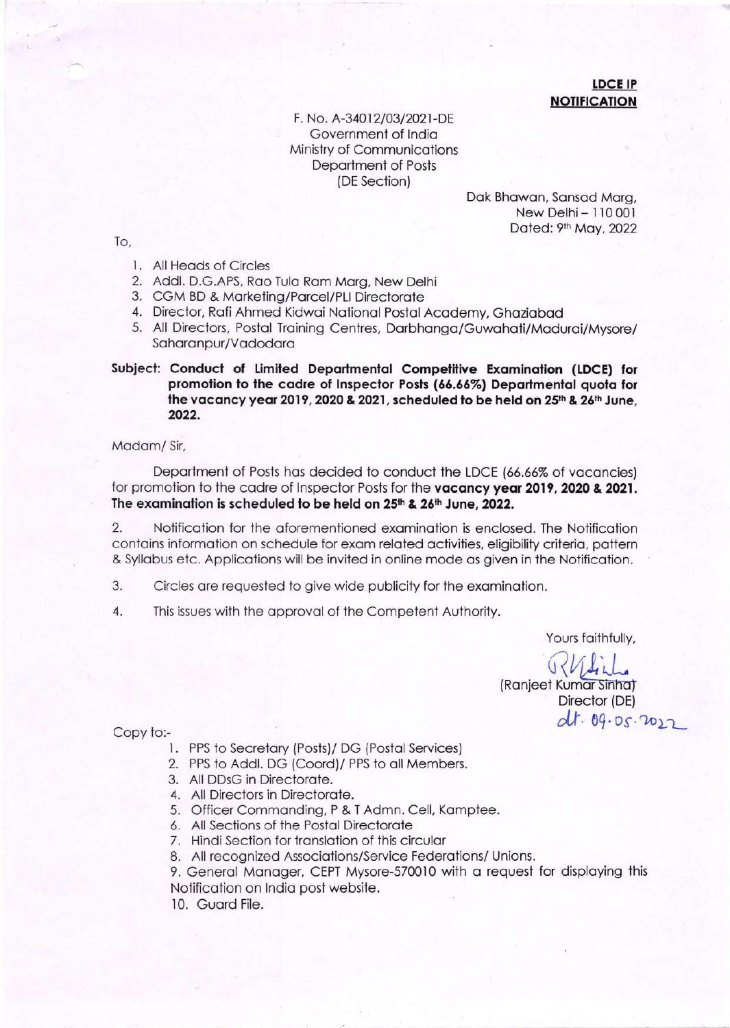**LDCE IP**
**NOTIFICATION**

F. No. A-34012/03/2021-DE
Government of India
Ministry of Communications
Department of Posts
(DE Section)

Dak Bhawan, Sansad Marg,
New Delhi – 110 001
Dated: 9th May, 2022

To,

1. All Heads of Circles
2. Addl. D.G.APS, Rao Tula Ram Marg, New Delhi
3. CGM BD & Marketing/Parcel/PLI Directorate
4. Director, Rafi Ahmed Kidwai National Postal Academy, Ghaziabad
5. All Directors, Postal Training Centres, Darbhanga/Guwahati/Madurai/Mysore/Saharanpur/Vadodara

**Subject: Conduct of Limited Departmental Competitive Examination (LDCE) for promotion to the cadre of Inspector Posts (66.66%) Departmental quota for the vacancy year 2019, 2020 & 2021, scheduled to be held on 25th & 26th June, 2022.**

Madam/ Sir,

Department of Posts has decided to conduct the LDCE (66.66% of vacancies) for promotion to the cadre of Inspector Posts for the **vacancy year 2019, 2020 & 2021. The examination is scheduled to be held on 25th & 26th June, 2022.**

2. Notification for the aforementioned examination is enclosed. The Notification contains information on schedule for exam related activities, eligibility criteria, pattern & Syllabus etc. Applications will be invited in online mode as given in the Notification.

3. Circles are requested to give wide publicity for the examination.

4. This issues with the approval of the Competent Authority.

Yours faithfully,

(Ranjeet Kumar Sinha)
Director (DE)
dt. 09.05.2022

Copy to:-

1. PPS to Secretary (Posts)/ DG (Postal Services)
2. PPS to Addl. DG (Coord)/ PPS to all Members.
3. All DDsG in Directorate.
4. All Directors in Directorate.
5. Officer Commanding, P & T Admn. Cell, Kamptee.
6. All Sections of the Postal Directorate
7. Hindi Section for translation of this circular
8. All recognized Associations/Service Federations/ Unions.
9. General Manager, CEPT Mysore-570010 with a request for displaying this Notification on India post website.
10. Guard File.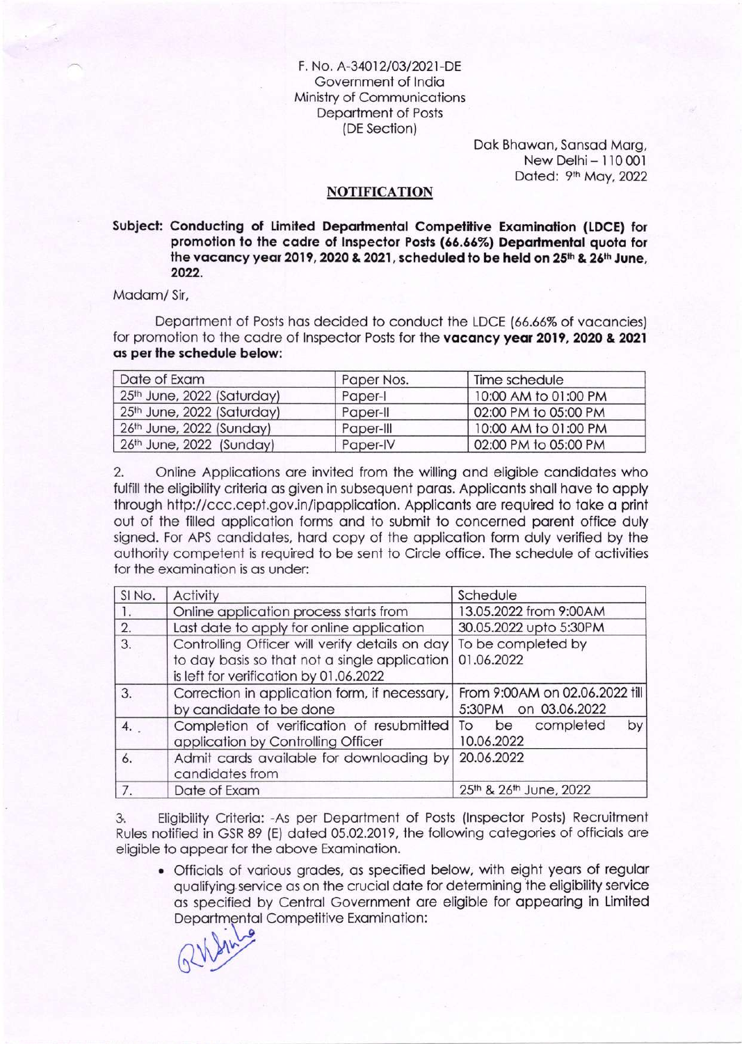F. No. A-34012/03/2021-DE
Government of India
Ministry of Communications
Department of Posts
(DE Section)

Dak Bhawan, Sansad Marg,
New Delhi – 110 001
Dated: 9th May, 2022

## NOTIFICATION

**Subject: Conducting of Limited Departmental Competitive Examination (LDCE) for promotion to the cadre of Inspector Posts (66.66%) Departmental quota for the vacancy year 2019, 2020 & 2021, scheduled to be held on 25th & 26th June, 2022.**

Madam/ Sir,

Department of Posts has decided to conduct the LDCE (66.66% of vacancies) for promotion to the cadre of Inspector Posts for the **vacancy year 2019, 2020 & 2021 as per the schedule below:**

| Date of Exam | Paper Nos. | Time schedule |
|---|---|---|
| 25th June, 2022 (Saturday) | Paper-I | 10:00 AM to 01:00 PM |
| 25th June, 2022 (Saturday) | Paper-II | 02:00 PM to 05:00 PM |
| 26th June, 2022 (Sunday) | Paper-III | 10:00 AM to 01:00 PM |
| 26th June, 2022 (Sunday) | Paper-IV | 02:00 PM to 05:00 PM |

2. Online Applications are invited from the willing and eligible candidates who fulfill the eligibility criteria as given in subsequent paras. Applicants shall have to apply through http://ccc.cept.gov.in/ipapplication. Applicants are required to take a print out of the filled application forms and to submit to concerned parent office duly signed. For APS candidates, hard copy of the application form duly verified by the authority competent is required to be sent to Circle office. The schedule of activities for the examination is as under:

| Sl No. | Activity | Schedule |
|---|---|---|
| 1. | Online application process starts from | 13.05.2022 from 9:00AM |
| 2. | Last date to apply for online application | 30.05.2022 upto 5:30PM |
| 3. | Controlling Officer will verify details on day to day basis so that not a single application is left for verification by 01.06.2022 | To be completed by 01.06.2022 |
| 3. | Correction in application form, if necessary, by candidate to be done | From 9:00AM on 02.06.2022 till 5:30PM on 03.06.2022 |
| 4. | Completion of verification of resubmitted application by Controlling Officer | To be completed by 10.06.2022 |
| 6. | Admit cards available for downloading by candidates from | 20.06.2022 |
| 7. | Date of Exam | 25th & 26th June, 2022 |

3. Eligibility Criteria: -As per Department of Posts (Inspector Posts) Recruitment Rules notified in GSR 89 (E) dated 05.02.2019, the following categories of officials are eligible to appear for the above Examination.

- Officials of various grades, as specified below, with eight years of regular qualifying service as on the crucial date for determining the eligibility service as specified by Central Government are eligible for appearing in Limited Departmental Competitive Examination: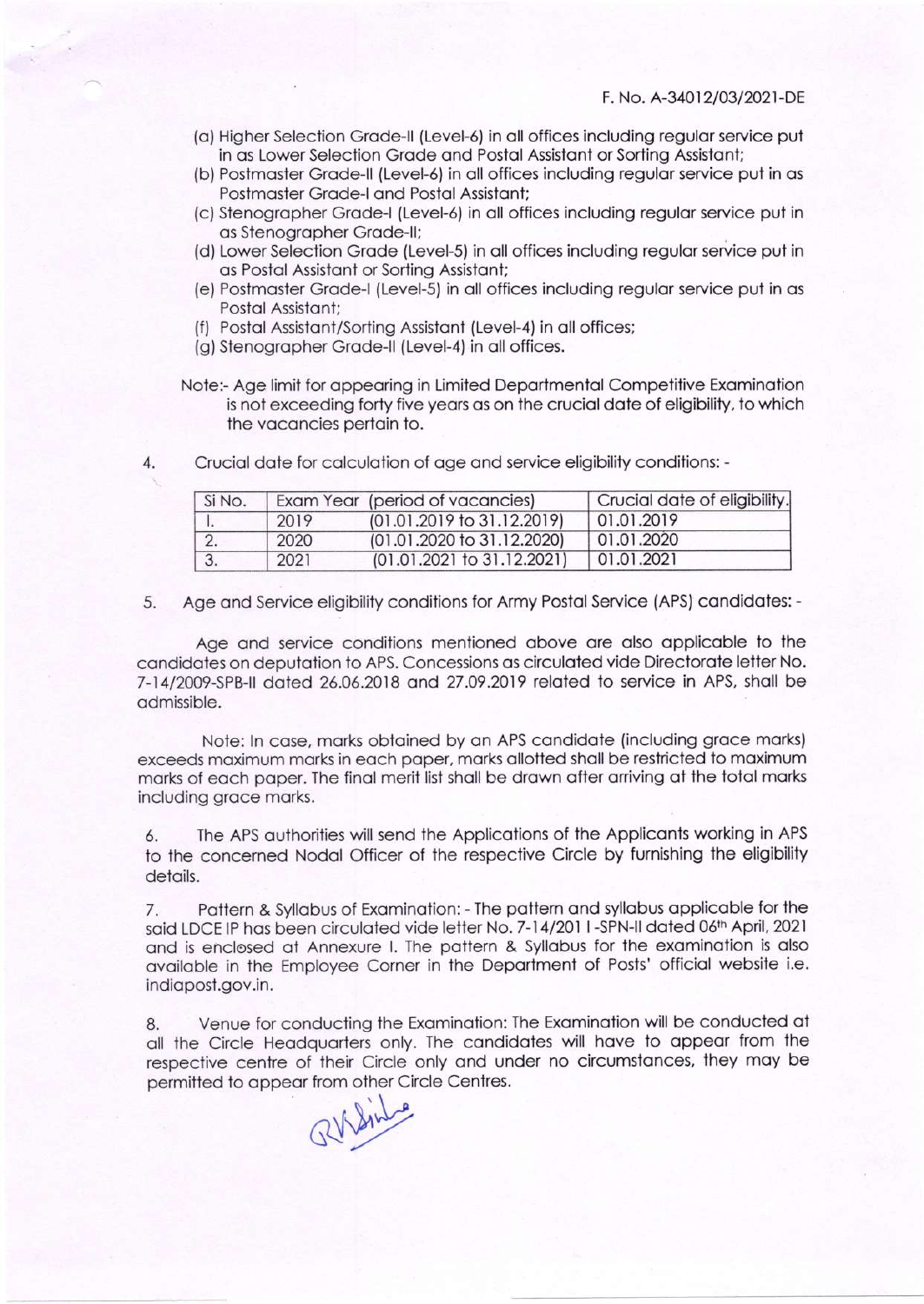F. No. A-34012/03/2021-DE

(a) Higher Selection Grade-II (Level-6) in all offices including regular service put in as Lower Selection Grade and Postal Assistant or Sorting Assistant;
(b) Postmaster Grade-II (Level-6) in all offices including regular service put in as Postmaster Grade-I and Postal Assistant;
(c) Stenographer Grade-I (Level-6) in all offices including regular service put in as Stenographer Grade-II;
(d) Lower Selection Grade (Level-5) in all offices including regular service put in as Postal Assistant or Sorting Assistant;
(e) Postmaster Grade-I (Level-5) in all offices including regular service put in as Postal Assistant;
(f) Postal Assistant/Sorting Assistant (Level-4) in all offices;
(g) Stenographer Grade-II (Level-4) in all offices.

Note:- Age limit for appearing in Limited Departmental Competitive Examination is not exceeding forty five years as on the crucial date of eligibility, to which the vacancies pertain to.

4. Crucial date for calculation of age and service eligibility conditions: -

| Sl No. | Exam Year | (period of vacancies) | Crucial date of eligibility. |
|---|---|---|---|
| 1. | 2019 | (01.01.2019 to 31.12.2019) | 01.01.2019 |
| 2. | 2020 | (01.01.2020 to 31.12.2020) | 01.01.2020 |
| 3. | 2021 | (01.01.2021 to 31.12.2021) | 01.01.2021 |

5. Age and Service eligibility conditions for Army Postal Service (APS) candidates: -

Age and service conditions mentioned above are also applicable to the candidates on deputation to APS. Concessions as circulated vide Directorate letter No. 7-14/2009-SPB-II dated 26.06.2018 and 27.09.2019 related to service in APS, shall be admissible.

Note: In case, marks obtained by an APS candidate (including grace marks) exceeds maximum marks in each paper, marks allotted shall be restricted to maximum marks of each paper. The final merit list shall be drawn after arriving at the total marks including grace marks.

6. The APS authorities will send the Applications of the Applicants working in APS to the concerned Nodal Officer of the respective Circle by furnishing the eligibility details.

7. Pattern & Syllabus of Examination: - The pattern and syllabus applicable for the said LDCE IP has been circulated vide letter No. 7-14/2011-SPN-II dated 06th April, 2021 and is enclosed at Annexure I. The pattern & Syllabus for the examination is also available in the Employee Corner in the Department of Posts' official website i.e. indiapost.gov.in.

8. Venue for conducting the Examination: The Examination will be conducted at all the Circle Headquarters only. The candidates will have to appear from the respective centre of their Circle only and under no circumstances, they may be permitted to appear from other Circle Centres.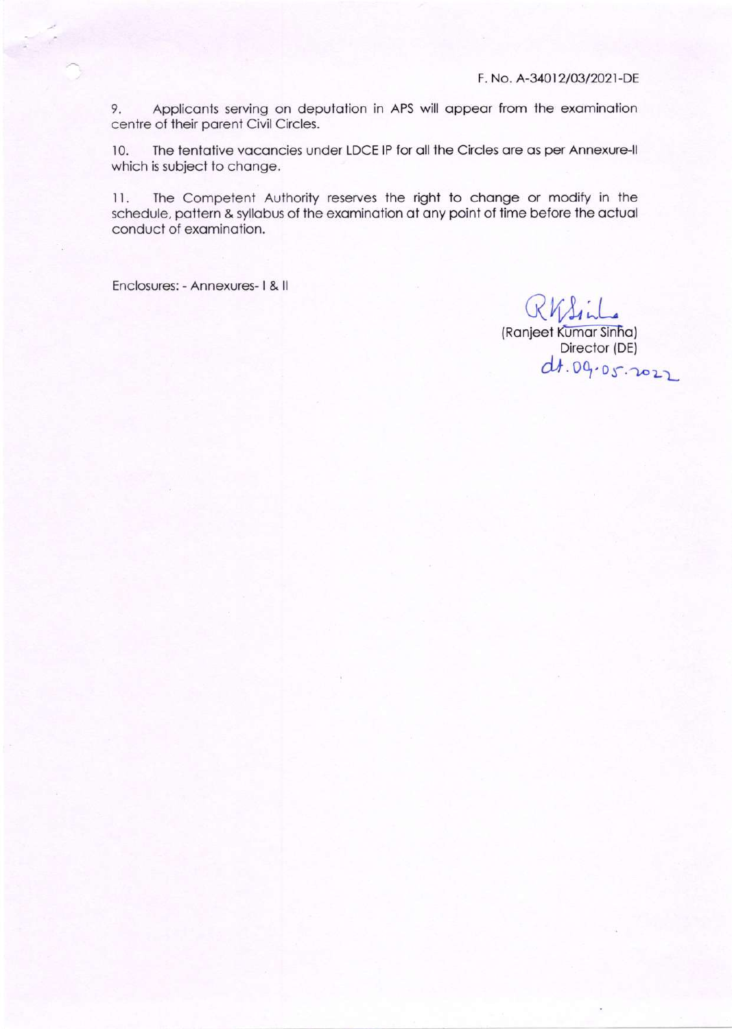F. No. A-34012/03/2021-DE

9. Applicants serving on deputation in APS will appear from the examination centre of their parent Civil Circles.

10. The tentative vacancies under LDCE IP for all the Circles are as per Annexure-II which is subject to change.

11. The Competent Authority reserves the right to change or modify in the schedule, pattern & syllabus of the examination at any point of time before the actual conduct of examination.

Enclosures: - Annexures- I & II

(Ranjeet Kumar Sinha)
Director (DE)
dt. 09.05.2022